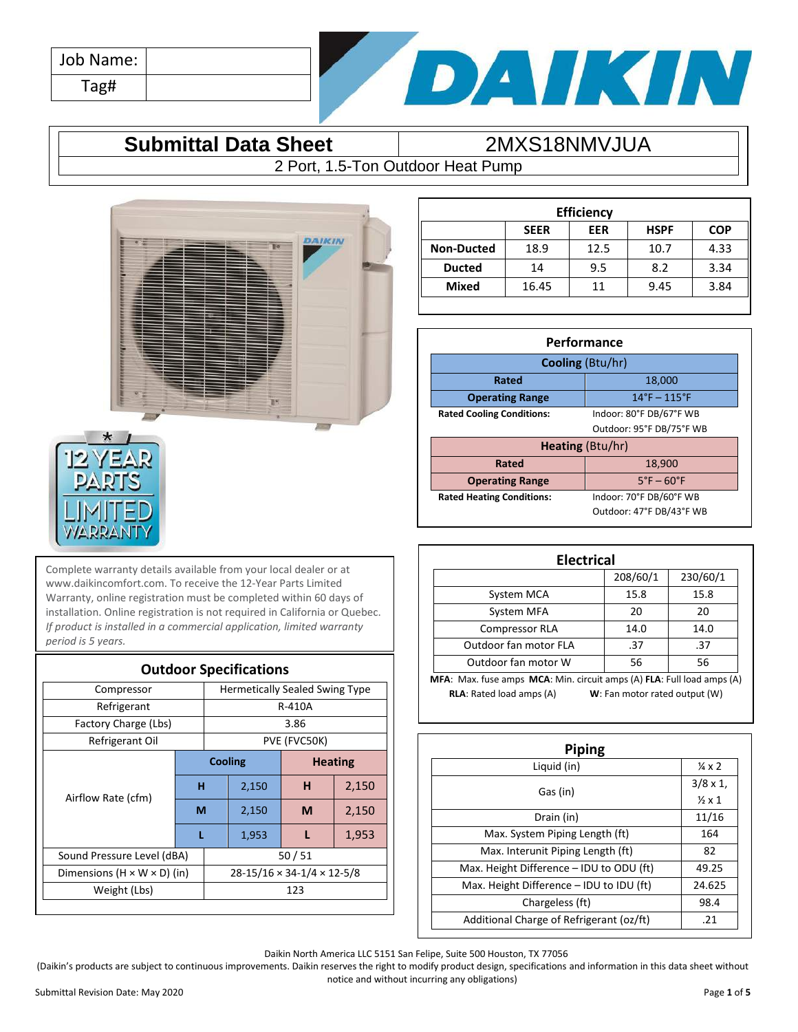| Job Name: | |
|---|---|
| Tag# | |

# Submittal Data Sheet — 2MXS18NMVJUA

2 Port, 1.5-Ton Outdoor Heat Pump

12 YEAR PARTS LIMITED WARRANTY

Complete warranty details available from your local dealer or at www.daikincomfort.com. To receive the 12-Year Parts Limited Warranty, online registration must be completed within 60 days of installation. Online registration is not required in California or Quebec. *If product is installed in a commercial application, limited warranty period is 5 years.*

## Efficiency

| | SEER | EER | HSPF | COP |
|---|---|---|---|---|
| **Non-Ducted** | 18.9 | 12.5 | 10.7 | 4.33 |
| **Ducted** | 14 | 9.5 | 8.2 | 3.34 |
| **Mixed** | 16.45 | 11 | 9.45 | 3.84 |

## Performance

| **Cooling** (Btu/hr) | |
|---|---|
| **Rated** | 18,000 |
| **Operating Range** | 14°F – 115°F |
| **Rated Cooling Conditions:** | Indoor: 80°F DB/67°F WB<br>Outdoor: 95°F DB/75°F WB |
| **Heating** (Btu/hr) | |
| **Rated** | 18,900 |
| **Operating Range** | 5°F – 60°F |
| **Rated Heating Conditions:** | Indoor: 70°F DB/60°F WB<br>Outdoor: 47°F DB/43°F WB |

## Electrical

| | 208/60/1 | 230/60/1 |
|---|---|---|
| System MCA | 15.8 | 15.8 |
| System MFA | 20 | 20 |
| Compressor RLA | 14.0 | 14.0 |
| Outdoor fan motor FLA | .37 | .37 |
| Outdoor fan motor W | 56 | 56 |

**MFA**: Max. fuse amps **MCA**: Min. circuit amps (A) **FLA**: Full load amps (A)
**RLA**: Rated load amps (A) **W**: Fan motor rated output (W)

## Outdoor Specifications

| | | | | |
|---|---|---|---|---|
| Compressor | Hermetically Sealed Swing Type | | | |
| Refrigerant | R-410A | | | |
| Factory Charge (Lbs) | 3.86 | | | |
| Refrigerant Oil | PVE (FVC50K) | | | |
| Airflow Rate (cfm) | **Cooling** | | **Heating** | |
| | **H** | 2,150 | **H** | 2,150 |
| | **M** | 2,150 | **M** | 2,150 |
| | **L** | 1,953 | **L** | 1,953 |
| Sound Pressure Level (dBA) | 50 / 51 | | | |
| Dimensions (H × W × D) (in) | 28-15/16 × 34-1/4 × 12-5/8 | | | |
| Weight (Lbs) | 123 | | | |

## Piping

| | |
|---|---|
| Liquid (in) | ¼ x 2 |
| Gas (in) | 3/8 x 1,<br>½ x 1 |
| Drain (in) | 11/16 |
| Max. System Piping Length (ft) | 164 |
| Max. Interunit Piping Length (ft) | 82 |
| Max. Height Difference – IDU to ODU (ft) | 49.25 |
| Max. Height Difference – IDU to IDU (ft) | 24.625 |
| Chargeless (ft) | 98.4 |
| Additional Charge of Refrigerant (oz/ft) | .21 |

Daikin North America LLC 5151 San Felipe, Suite 500 Houston, TX 77056
(Daikin's products are subject to continuous improvements. Daikin reserves the right to modify product design, specifications and information in this data sheet without notice and without incurring any obligations)

Submittal Revision Date: May 2020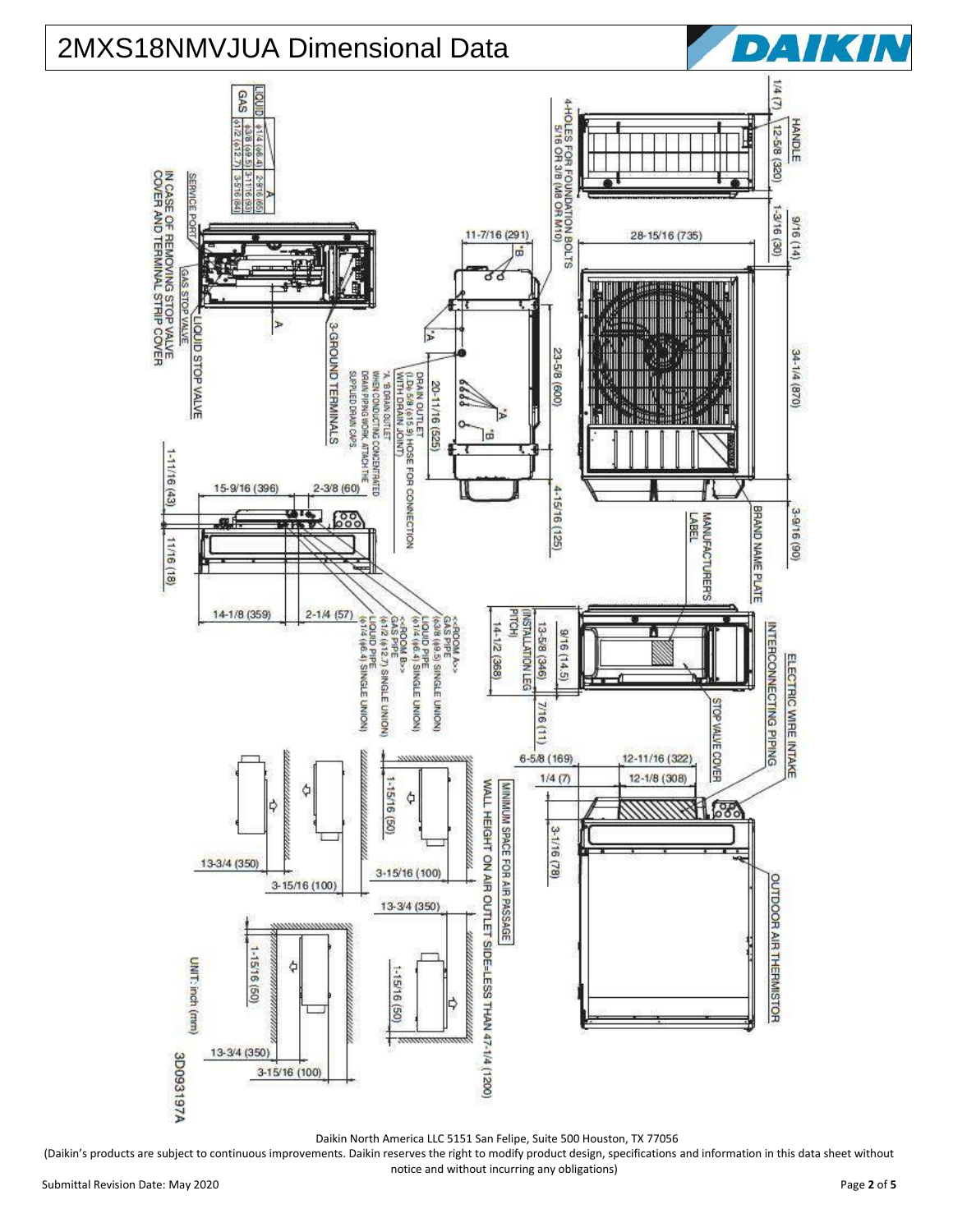# 2MXS18NMVJUA Dimensional Data

| | | A |
|---|---|---|
| LIQUID | ϕ1/4 (ϕ6.4) | 2-9/16 (65) |
| | ϕ3/8 (ϕ9.5) | 3-11/16 (93) |
| GAS | ϕ1/2 (ϕ12.7) | 3-5/16 (84) |

HANDLE

1/4 (7)

12-5/8 (320)

1-3/16 (30)

9/16 (14)

28-15/16 (735)

34-1/4 (870)

3-9/16 (90)

BRAND NAME PLATE

MANUFACTURER'S LABEL

4-HOLES FOR FOUNDATION BOLTS 5/16 OR 3/8 (M8 OR M10)

11-7/16 (291)

23-5/8 (600)

20-11/16 (525)

4-15/16 (125)

DRAIN OUTLET (I.D. ϕ5/8 (ϕ15.9) HOSE FOR CONNECTION WITH DRAIN JOINT)

"A, "B DRAIN OUTLET WHEN CONDUCTING CONCENTRATED DRAIN PIPING WORK, ATTACH THE SUPPLIED DRAIN CAPS.

SERVICE PORT

GAS STOP VALVE

LIQUID STOP VALVE

IN CASE OF REMOVING STOP VALVE COVER AND TERMINAL STRIP COVER

3-GROUND TERMINALS

15-9/16 (396)

2-3/8 (60)

1-11/16 (43)

11/16 (18)

14-1/8 (359)

2-1/4 (57)

<<ROOM A>> GAS PIPE (ϕ3/8 (ϕ9.5) SINGLE UNION) LIQUID PIPE (ϕ1/4 (ϕ6.4) SINGLE UNION)

<<ROOM B>> GAS PIPE (ϕ1/2 (ϕ12.7) SINGLE UNION) LIQUID PIPE (ϕ1/4 (ϕ6.4) SINGLE UNION)

14-1/2 (368)

13-5/8 (346) (INSTALLATION LEG PITCH)

9/16 (14.5)

7/16 (11)

ELECTRIC WIRE INTAKE

INTERCONNECTING PIPING

STOP VALVE COVER

6-5/8 (169)

12-11/16 (322)

1/4 (7)

12-1/8 (308)

3-1/16 (78)

OUTDOOR AIR THERMISTOR

MINIMUM SPACE FOR AIR PASSAGE

WALL HEIGHT ON AIR OUTLET SIDE=LESS THAN 47-1/4 (1200)

1-15/16 (50)

3-15/16 (100)

13-3/4 (350)

3-15/16 (100)

13-3/4 (350)

1-15/16 (50)

1-15/16 (50)

13-3/4 (350)

3-15/16 (100)

UNIT: inch (mm)

3D093197A

Daikin North America LLC 5151 San Felipe, Suite 500 Houston, TX 77056

(Daikin's products are subject to continuous improvements. Daikin reserves the right to modify product design, specifications and information in this data sheet without notice and without incurring any obligations)

Submittal Revision Date: May 2020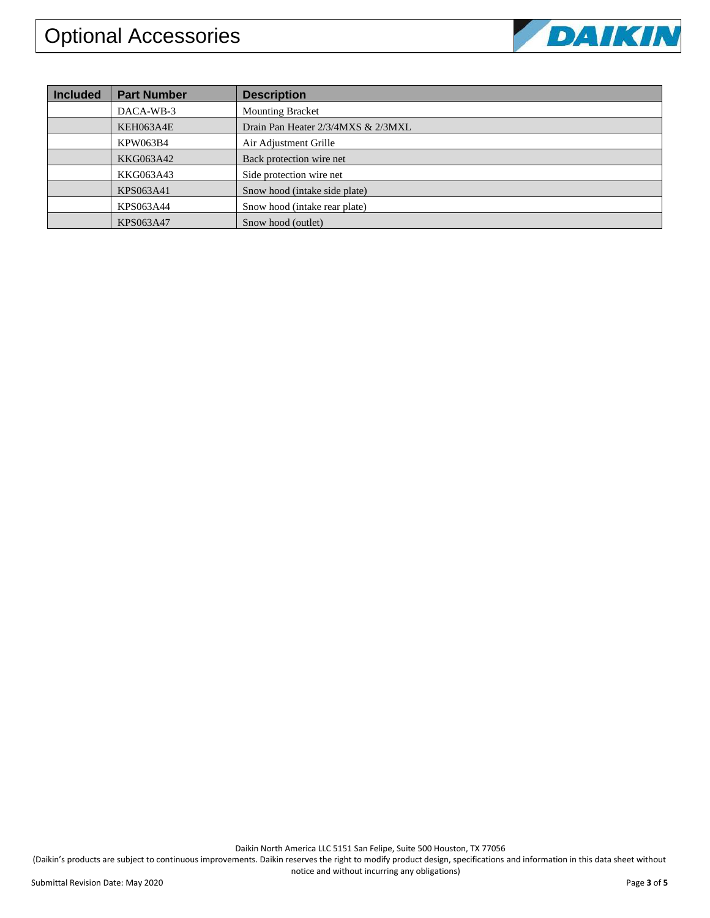# Optional Accessories

| Included | Part Number | Description |
|---|---|---|
| | DACA-WB-3 | Mounting Bracket |
| | KEH063A4E | Drain Pan Heater 2/3/4MXS & 2/3MXL |
| | KPW063B4 | Air Adjustment Grille |
| | KKG063A42 | Back protection wire net |
| | KKG063A43 | Side protection wire net |
| | KPS063A41 | Snow hood (intake side plate) |
| | KPS063A44 | Snow hood (intake rear plate) |
| | KPS063A47 | Snow hood (outlet) |

Daikin North America LLC 5151 San Felipe, Suite 500 Houston, TX 77056

(Daikin's products are subject to continuous improvements. Daikin reserves the right to modify product design, specifications and information in this data sheet without notice and without incurring any obligations)

Submittal Revision Date: May 2020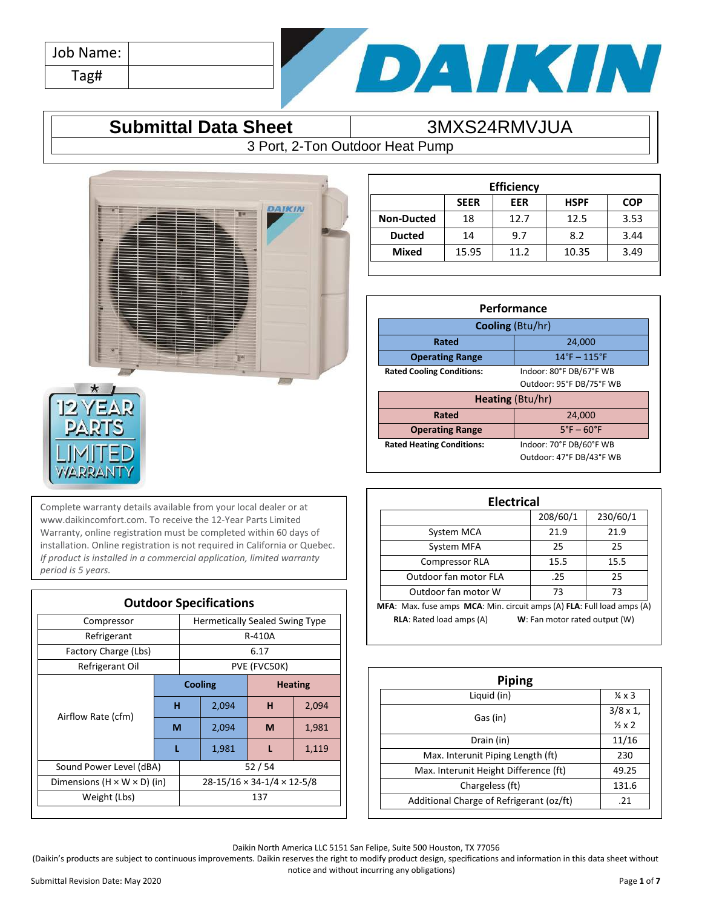| Job Name: | |
|---|---|
| Tag# | |

# Submittal Data Sheet — 3MXS24RMVJUA

## 3 Port, 2-Ton Outdoor Heat Pump

Complete warranty details available from your local dealer or at www.daikincomfort.com. To receive the 12-Year Parts Limited Warranty, online registration must be completed within 60 days of installation. Online registration is not required in California or Quebec. *If product is installed in a commercial application, limited warranty period is 5 years.*

### Efficiency

| | SEER | EER | HSPF | COP |
|---|---|---|---|---|
| **Non-Ducted** | 18 | 12.7 | 12.5 | 3.53 |
| **Ducted** | 14 | 9.7 | 8.2 | 3.44 |
| **Mixed** | 15.95 | 11.2 | 10.35 | 3.49 |

### Performance

| **Cooling** (Btu/hr) | |
|---|---|
| **Rated** | 24,000 |
| **Operating Range** | 14°F – 115°F |
| **Rated Cooling Conditions:** | Indoor: 80°F DB/67°F WB<br>Outdoor: 95°F DB/75°F WB |
| **Heating** (Btu/hr) | |
| **Rated** | 24,000 |
| **Operating Range** | 5°F – 60°F |
| **Rated Heating Conditions:** | Indoor: 70°F DB/60°F WB<br>Outdoor: 47°F DB/43°F WB |

### Electrical

| | 208/60/1 | 230/60/1 |
|---|---|---|
| System MCA | 21.9 | 21.9 |
| System MFA | 25 | 25 |
| Compressor RLA | 15.5 | 15.5 |
| Outdoor fan motor FLA | .25 | 25 |
| Outdoor fan motor W | 73 | 73 |

**MFA**: Max. fuse amps **MCA**: Min. circuit amps (A) **FLA**: Full load amps (A)
**RLA**: Rated load amps (A) **W**: Fan motor rated output (W)

### Outdoor Specifications

| | | | | |
|---|---|---|---|---|
| Compressor | Hermetically Sealed Swing Type | | | |
| Refrigerant | R-410A | | | |
| Factory Charge (Lbs) | 6.17 | | | |
| Refrigerant Oil | PVE (FVC50K) | | | |
| Airflow Rate (cfm) | **Cooling** | | **Heating** | |
| | **H** | 2,094 | **H** | 2,094 |
| | **M** | 2,094 | **M** | 1,981 |
| | **L** | 1,981 | **L** | 1,119 |
| Sound Power Level (dBA) | 52 / 54 | | | |
| Dimensions (H × W × D) (in) | 28-15/16 × 34-1/4 × 12-5/8 | | | |
| Weight (Lbs) | 137 | | | |

### Piping

| | |
|---|---|
| Liquid (in) | ¼ x 3 |
| Gas (in) | 3/8 x 1,<br>½ x 2 |
| Drain (in) | 11/16 |
| Max. Interunit Piping Length (ft) | 230 |
| Max. Interunit Height Difference (ft) | 49.25 |
| Chargeless (ft) | 131.6 |
| Additional Charge of Refrigerant (oz/ft) | .21 |

Daikin North America LLC 5151 San Felipe, Suite 500 Houston, TX 77056
(Daikin's products are subject to continuous improvements. Daikin reserves the right to modify product design, specifications and information in this data sheet without notice and without incurring any obligations)

Submittal Revision Date: May 2020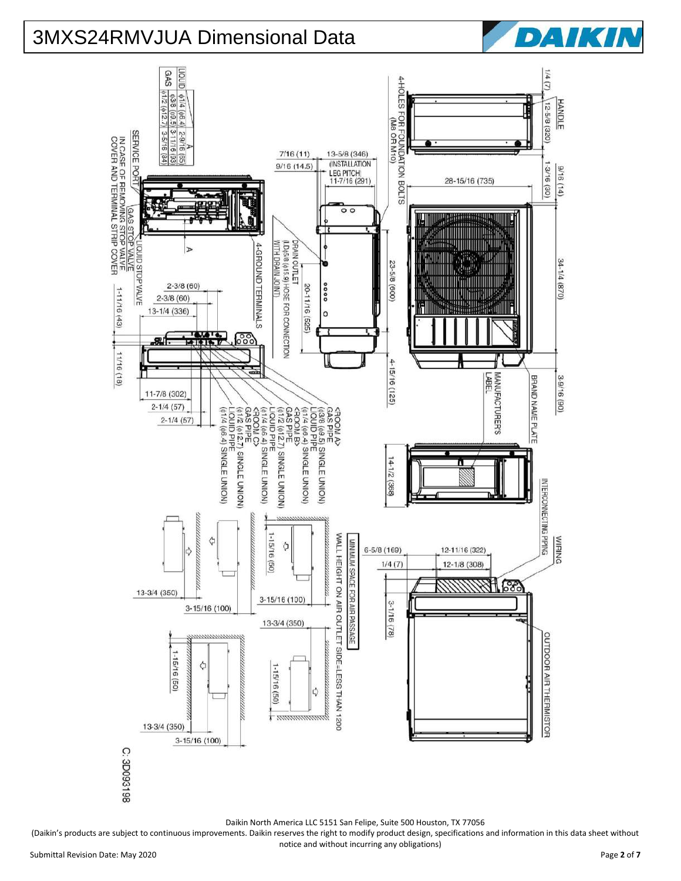# 3MXS24RMVJUA Dimensional Data

|  | A |
| --- | --- |
| LIQUID | ϕ1/4 (ϕ6.4) 2-9/16 (65) |
| | ϕ3/8 (ϕ9.5) 3-11/16 (93) |
| GAS | ϕ1/2 (ϕ12.7) 3-5/16 (84) |

HANDLE

1/4 (7) 12-5/8 (320) 1-3/16 (30) 9/16 (14)

4-HOLES FOR FOUNDATION BOLTS (M8 OR M10)

28-15/16 (735) 34-1/4 (870) 3-9/16 (90)

7/16 (11) 13-5/8 (346) (INSTALLATION LEG PITCH) 9/16 (14.5) 11-7/16 (291)

23-5/8 (600) 20-11/16 (525) 4-15/16 (125)

DRAIN OUTLET (I.D.ϕ5/8 (ϕ15.9) HOSE FOR CONNECTION WITH DRAIN JOINT)

BRAND NAME PLATE

MANUFACTURER'S LABEL

SERVICE PORT

IN CASE OF REMOVING STOP VALVE COVER AND TERMINAL STRIP COVER

GAS STOP VALVE

LIQUID STOP VALVE

4-GROUND TERMINALS

2-3/8 (60) 2-3/8 (60) 13-1/4 (336) 1-11/16 (43) 11/16 (18)

11-7/8 (302) 2-1/4 (57) 2-1/4 (57)

<ROOM A>
GAS PIPE (ϕ3/8 (ϕ9.5) SINGLE UNION)
LIQUID PIPE (ϕ1/4 (ϕ6.4) SINGLE UNION)

<ROOM B>
GAS PIPE (ϕ1/2 (ϕ12.7) SINGLE UNION)
LIQUID PIPE (ϕ1/4 (ϕ6.4) SINGLE UNION)

<ROOM C>
GAS PIPE (ϕ1/2 (ϕ12.7) SINGLE UNION)
LIQUID PIPE (ϕ1/4 (ϕ6.4) SINGLE UNION)

14-1/2 (368)

INTERCONNECTING PIPING

WIRING

6-5/8 (169) 12-11/16 (322) 1/4 (7) 12-1/8 (308) 3-1/16 (78)

OUTDOOR AIR THERMISTOR

MINIMUM SPACE FOR AIR PASSAGE

WALL HEIGHT ON AIR OUTLET SIDE-LESS THAN 1200

1-15/16 (50) 3-15/16 (100) 13-3/4 (350) 13-3/4 (350) 3-15/16 (100) 1-15/16 (50) 1-15/16 (50) 13-3/4 (350) 3-15/16 (100)

C: 3D093198

Daikin North America LLC 5151 San Felipe, Suite 500 Houston, TX 77056

(Daikin's products are subject to continuous improvements. Daikin reserves the right to modify product design, specifications and information in this data sheet without notice and without incurring any obligations)

Submittal Revision Date: May 2020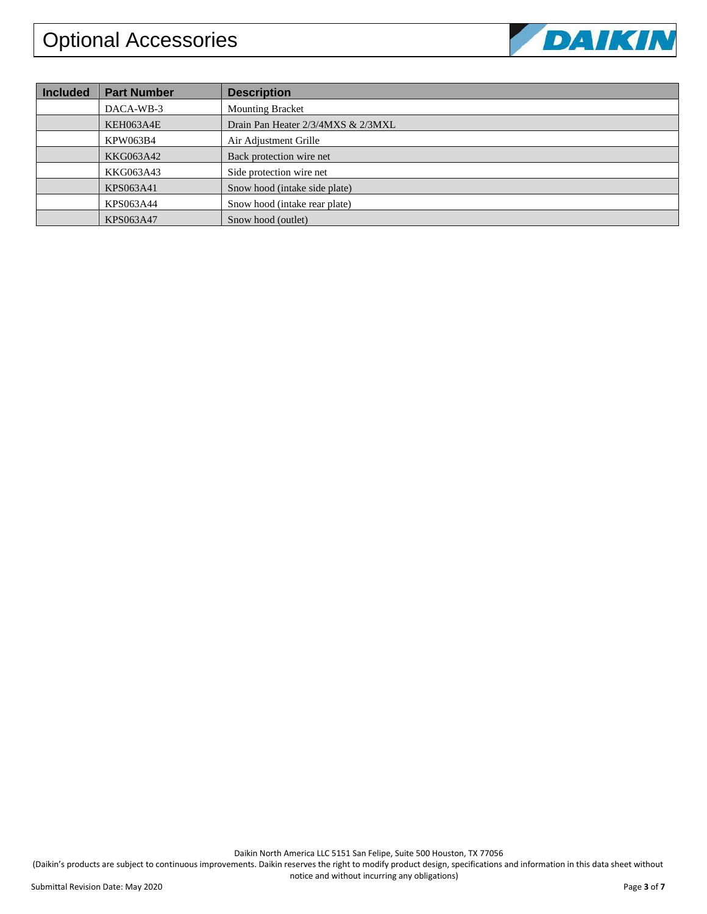# Optional Accessories

| Included | Part Number | Description |
|---|---|---|
| | DACA-WB-3 | Mounting Bracket |
| | KEH063A4E | Drain Pan Heater 2/3/4MXS & 2/3MXL |
| | KPW063B4 | Air Adjustment Grille |
| | KKG063A42 | Back protection wire net |
| | KKG063A43 | Side protection wire net |
| | KPS063A41 | Snow hood (intake side plate) |
| | KPS063A44 | Snow hood (intake rear plate) |
| | KPS063A47 | Snow hood (outlet) |

Daikin North America LLC 5151 San Felipe, Suite 500 Houston, TX 77056

(Daikin's products are subject to continuous improvements. Daikin reserves the right to modify product design, specifications and information in this data sheet without notice and without incurring any obligations)

Submittal Revision Date: May 2020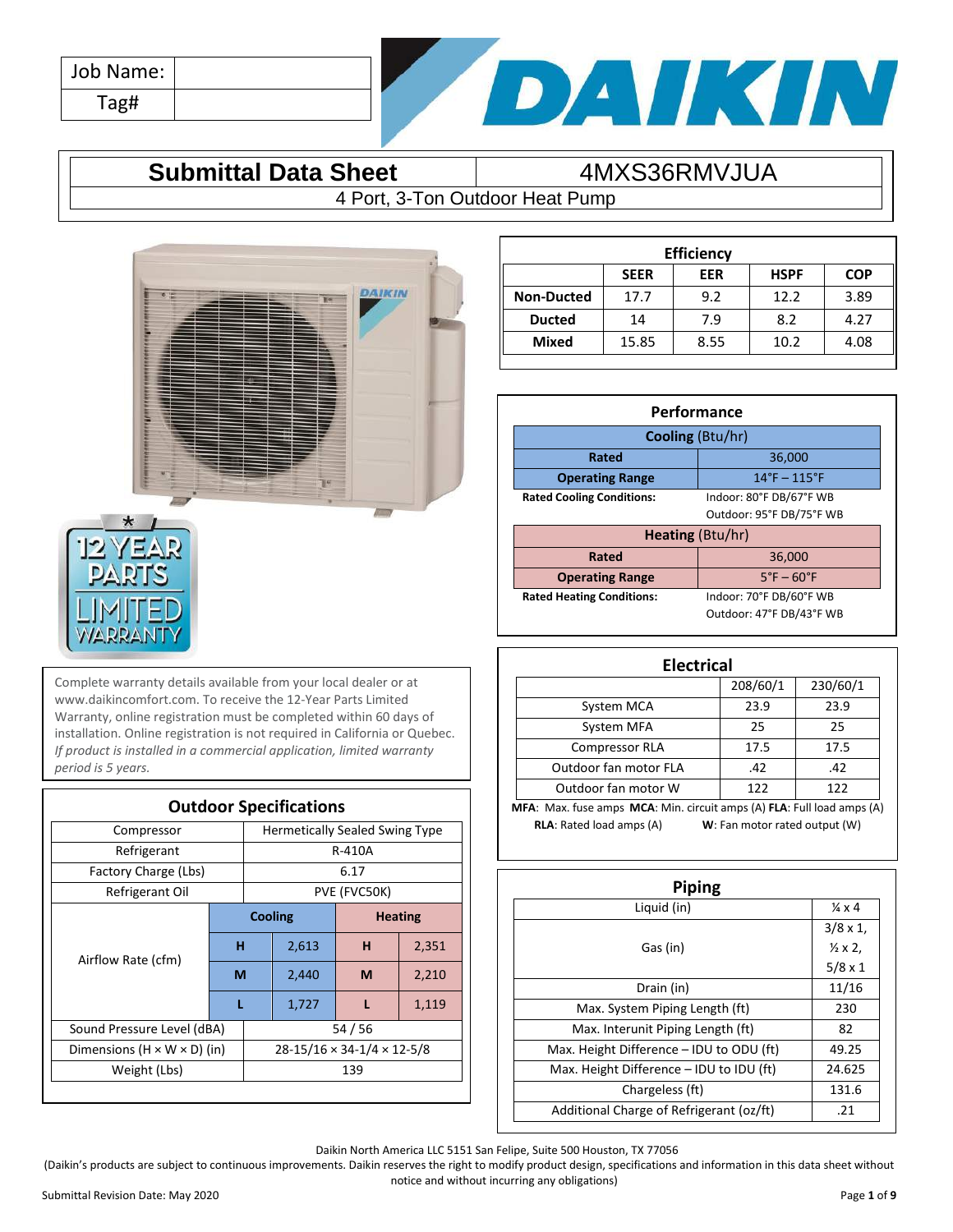| Job Name: | |
|---|---|
| Tag# | |

# Submittal Data Sheet — 4MXS36RMVJUA

4 Port, 3-Ton Outdoor Heat Pump

12 YEAR PARTS LIMITED WARRANTY*

Complete warranty details available from your local dealer or at www.daikincomfort.com. To receive the 12-Year Parts Limited Warranty, online registration must be completed within 60 days of installation. Online registration is not required in California or Quebec. *If product is installed in a commercial application, limited warranty period is 5 years.*

## Efficiency

| | SEER | EER | HSPF | COP |
|---|---|---|---|---|
| **Non-Ducted** | 17.7 | 9.2 | 12.2 | 3.89 |
| **Ducted** | 14 | 7.9 | 8.2 | 4.27 |
| **Mixed** | 15.85 | 8.55 | 10.2 | 4.08 |

## Performance

| **Cooling** (Btu/hr) | |
|---|---|
| **Rated** | 36,000 |
| **Operating Range** | 14°F – 115°F |
| **Rated Cooling Conditions:** | Indoor: 80°F DB/67°F WB<br>Outdoor: 95°F DB/75°F WB |
| **Heating** (Btu/hr) | |
| **Rated** | 36,000 |
| **Operating Range** | 5°F – 60°F |
| **Rated Heating Conditions:** | Indoor: 70°F DB/60°F WB<br>Outdoor: 47°F DB/43°F WB |

## Outdoor Specifications

| | | | | |
|---|---|---|---|---|
| Compressor | Hermetically Sealed Swing Type | | | |
| Refrigerant | R-410A | | | |
| Factory Charge (Lbs) | 6.17 | | | |
| Refrigerant Oil | PVE (FVC50K) | | | |
| Airflow Rate (cfm) | **Cooling** | | **Heating** | |
| | **H** | 2,613 | **H** | 2,351 |
| | **M** | 2,440 | **M** | 2,210 |
| | **L** | 1,727 | **L** | 1,119 |
| Sound Pressure Level (dBA) | 54 / 56 | | | |
| Dimensions (H × W × D) (in) | 28-15/16 × 34-1/4 × 12-5/8 | | | |
| Weight (Lbs) | 139 | | | |

## Electrical

| | 208/60/1 | 230/60/1 |
|---|---|---|
| System MCA | 23.9 | 23.9 |
| System MFA | 25 | 25 |
| Compressor RLA | 17.5 | 17.5 |
| Outdoor fan motor FLA | .42 | .42 |
| Outdoor fan motor W | 122 | 122 |

**MFA**: Max. fuse amps **MCA**: Min. circuit amps (A) **FLA**: Full load amps (A) **RLA**: Rated load amps (A) **W**: Fan motor rated output (W)

## Piping

| | |
|---|---|
| Liquid (in) | ¼ x 4 |
| Gas (in) | 3/8 x 1, ½ x 2, 5/8 x 1 |
| Drain (in) | 11/16 |
| Max. System Piping Length (ft) | 230 |
| Max. Interunit Piping Length (ft) | 82 |
| Max. Height Difference – IDU to ODU (ft) | 49.25 |
| Max. Height Difference – IDU to IDU (ft) | 24.625 |
| Chargeless (ft) | 131.6 |
| Additional Charge of Refrigerant (oz/ft) | .21 |

Daikin North America LLC 5151 San Felipe, Suite 500 Houston, TX 77056

(Daikin's products are subject to continuous improvements. Daikin reserves the right to modify product design, specifications and information in this data sheet without notice and without incurring any obligations)

Submittal Revision Date: May 2020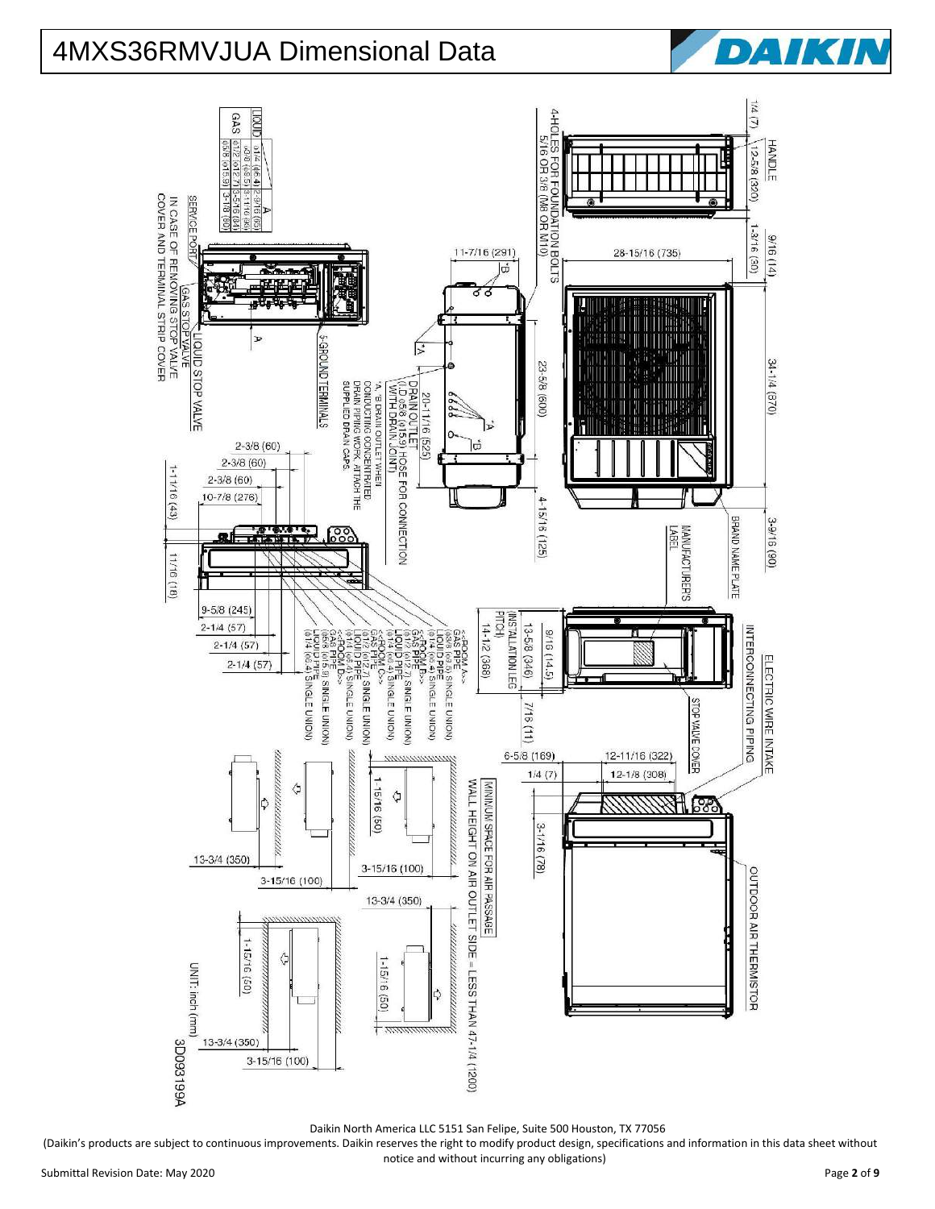# 4MXS36RMVJUA Dimensional Data

HANDLE

1/4 (7)

12-5/8 (320)

9/16 (14)

1-3/16 (30)

28-15/16 (735)

34-1/4 (870)

3-9/16 (90)

BRAND NAME PLATE

MANUFACTURER'S LABEL

4-HOLES FOR FOUNDATION BOLTS 5/16 OR 3/8 (M8 OR M10)

11-7/16 (291)

23-5/8 (600)

20-11/16 (525)

4-15/16 (125)

DRAIN OUTLET (I.D.φ5/8 (φ15.9) HOSE FOR CONNECTION WITH DRAIN JOINT)

*A, *B DRAIN OUTLET WHEN CONDUCTING CONCENTRATED DRAIN PIPING WORK, ATTACH THE SUPPLIED DRAIN CAPS.

| | | A |
|---|---|---|
| LIQUID | φ1/4 (φ6.4) | 2-9/16 (65) |
| GAS | φ3/8 (φ9.5) | 3-11/16 (93) |
| | φ1/2 (φ12.7) | 3-5/16 (84) |
| | φ5/8 (φ15.9) | 3-1/8 (80) |

SERVICE PORT

GAS STOP VALVE

LIQUID STOP VALVE

GROUND TERMINALS

IN CASE OF REMOVING STOP VALVE COVER AND TERMINAL STRIP COVER

2-3/8 (60)

2-3/8 (60)

2-3/8 (60)

10-7/8 (276)

1-11/16 (43)

11/16 (18)

9-5/8 (245)

2-1/4 (57)

2-1/4 (57)

2-1/4 (57)

<<ROOM A>> GAS PIPE (φ3/8 (φ9.5) SINGLE UNION) LIQUID PIPE (φ1/4 (φ6.4) SINGLE UNION)

<<ROOM B>> GAS PIPE (φ1/2 (φ12.7) SINGLE UNION) LIQUID PIPE (φ1/4 (φ6.4) SINGLE UNION)

<<ROOM C>> GAS PIPE (φ1/2 (φ12.7) SINGLE UNION) LIQUID PIPE (φ1/4 (φ6.4) SINGLE UNION)

<<ROOM D>> GAS PIPE (φ5/8 (φ15.9) SINGLE UNION) LIQUID PIPE (φ1/4 (φ6.4) SINGLE UNION)

ELECTRIC WIRE INTAKE

INTERCONNECTING PIPING

STOP VALVE COVER

9/16 (14.5)

13-5/8 (346)

14-1/2 (368) (INSTALLATION LEG PITCH)

7/16 (11)

6-5/8 (169)

12-11/16 (322)

12-1/8 (308)

1/4 (7)

3-1/16 (78)

OUTDOOR AIR THERMISTOR

MINIMUM SPACE FOR AIR PASSAGE

WALL HEIGHT ON AIR OUTLET SIDE = LESS THAN 47-1/4 (1200)

1-15/16 (50)

3-15/16 (100)

13-3/4 (350)

13-3/4 (350)

3-15/16 (100)

1-15/16 (50)

1-15/16 (50)

13-3/4 (350)

3-15/16 (100)

UNIT: inch (mm)

3D093199A

Daikin North America LLC 5151 San Felipe, Suite 500 Houston, TX 77056

(Daikin's products are subject to continuous improvements. Daikin reserves the right to modify product design, specifications and information in this data sheet without notice and without incurring any obligations)

Submittal Revision Date: May 2020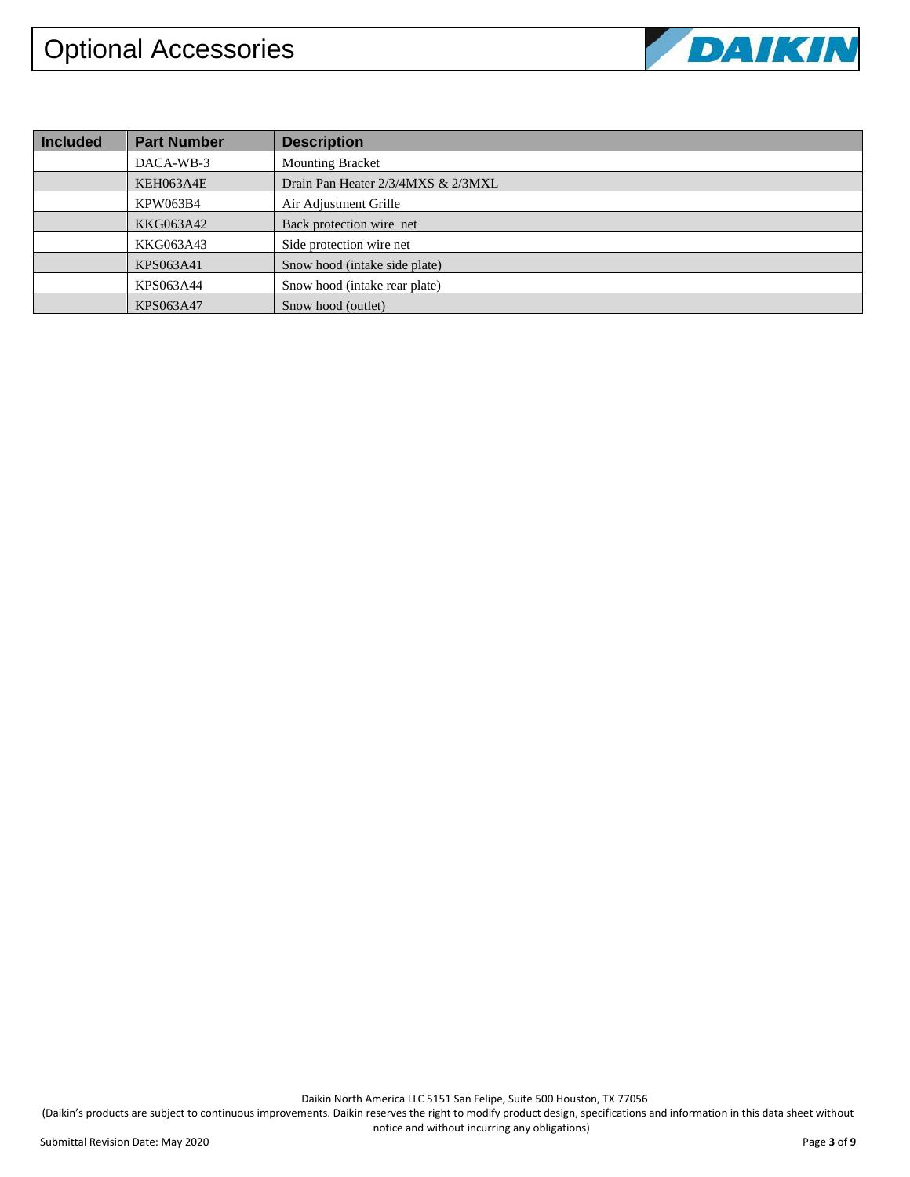# Optional Accessories

| Included | Part Number | Description |
| --- | --- | --- |
| | DACA-WB-3 | Mounting Bracket |
| | KEH063A4E | Drain Pan Heater 2/3/4MXS & 2/3MXL |
| | KPW063B4 | Air Adjustment Grille |
| | KKG063A42 | Back protection wire net |
| | KKG063A43 | Side protection wire net |
| | KPS063A41 | Snow hood (intake side plate) |
| | KPS063A44 | Snow hood (intake rear plate) |
| | KPS063A47 | Snow hood (outlet) |

Daikin North America LLC 5151 San Felipe, Suite 500 Houston, TX 77056

(Daikin's products are subject to continuous improvements. Daikin reserves the right to modify product design, specifications and information in this data sheet without notice and without incurring any obligations)

Submittal Revision Date: May 2020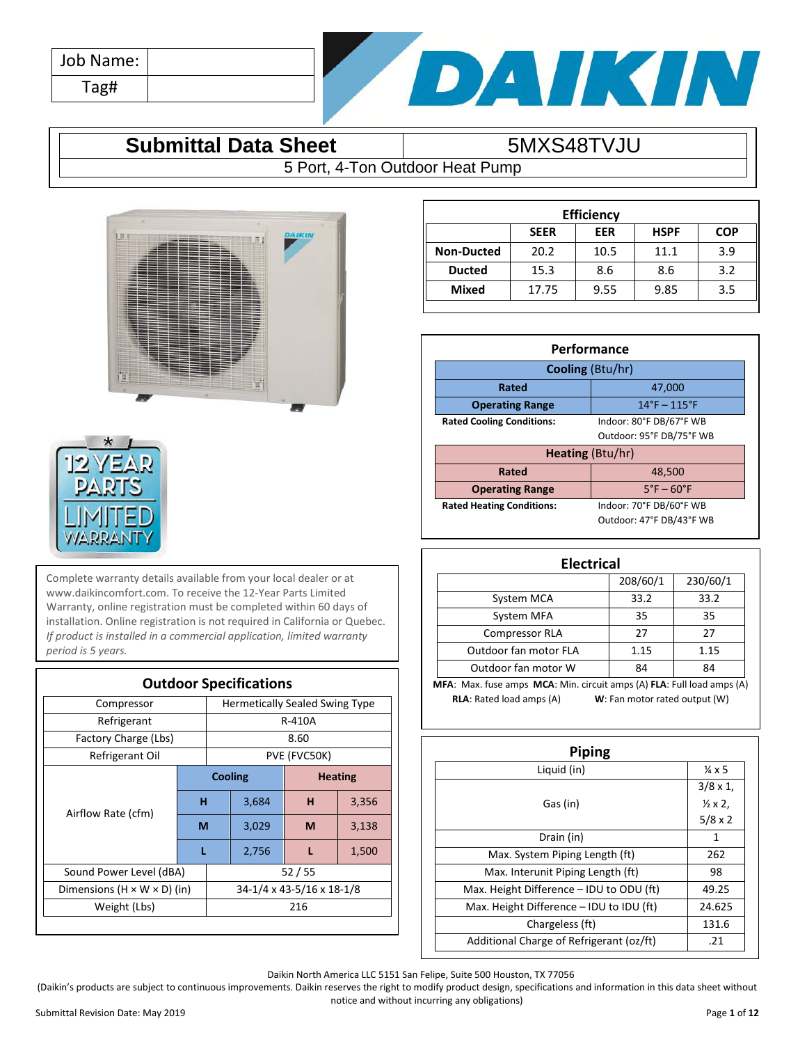| Job Name: | |
|---|---|
| Tag# | |

# Submittal Data Sheet

## 5MXS48TVJU

5 Port, 4-Ton Outdoor Heat Pump

| Efficiency | | | | |
|---|---|---|---|---|
| | SEER | EER | HSPF | COP |
| Non-Ducted | 20.2 | 10.5 | 11.1 | 3.9 |
| Ducted | 15.3 | 8.6 | 8.6 | 3.2 |
| Mixed | 17.75 | 9.55 | 9.85 | 3.5 |

| Performance | |
|---|---|
| **Cooling** (Btu/hr) | |
| Rated | 47,000 |
| Operating Range | 14°F – 115°F |
| Rated Cooling Conditions: | Indoor: 80°F DB/67°F WB<br>Outdoor: 95°F DB/75°F WB |
| **Heating** (Btu/hr) | |
| Rated | 48,500 |
| Operating Range | 5°F – 60°F |
| Rated Heating Conditions: | Indoor: 70°F DB/60°F WB<br>Outdoor: 47°F DB/43°F WB |

12 YEAR PARTS LIMITED WARRANTY

Complete warranty details available from your local dealer or at www.daikincomfort.com. To receive the 12-Year Parts Limited Warranty, online registration must be completed within 60 days of installation. Online registration is not required in California or Quebec. *If product is installed in a commercial application, limited warranty period is 5 years.*

| Electrical | 208/60/1 | 230/60/1 |
|---|---|---|
| System MCA | 33.2 | 33.2 |
| System MFA | 35 | 35 |
| Compressor RLA | 27 | 27 |
| Outdoor fan motor FLA | 1.15 | 1.15 |
| Outdoor fan motor W | 84 | 84 |

**MFA**: Max. fuse amps **MCA**: Min. circuit amps (A) **FLA**: Full load amps (A) **RLA**: Rated load amps (A) **W**: Fan motor rated output (W)

| Outdoor Specifications | | | | |
|---|---|---|---|---|
| Compressor | Hermetically Sealed Swing Type | | | |
| Refrigerant | R-410A | | | |
| Factory Charge (Lbs) | 8.60 | | | |
| Refrigerant Oil | PVE (FVC50K) | | | |
| Airflow Rate (cfm) | **Cooling** | | **Heating** | |
| | H | 3,684 | H | 3,356 |
| | M | 3,029 | M | 3,138 |
| | L | 2,756 | L | 1,500 |
| Sound Power Level (dBA) | 52 / 55 | | | |
| Dimensions (H × W × D) (in) | 34-1/4 x 43-5/16 x 18-1/8 | | | |
| Weight (Lbs) | 216 | | | |

| Piping | |
|---|---|
| Liquid (in) | ¼ x 5 |
| Gas (in) | 3/8 x 1,<br>½ x 2,<br>5/8 x 2 |
| Drain (in) | 1 |
| Max. System Piping Length (ft) | 262 |
| Max. Interunit Piping Length (ft) | 98 |
| Max. Height Difference – IDU to ODU (ft) | 49.25 |
| Max. Height Difference – IDU to IDU (ft) | 24.625 |
| Chargeless (ft) | 131.6 |
| Additional Charge of Refrigerant (oz/ft) | .21 |

Daikin North America LLC 5151 San Felipe, Suite 500 Houston, TX 77056

(Daikin's products are subject to continuous improvements. Daikin reserves the right to modify product design, specifications and information in this data sheet without notice and without incurring any obligations)

Submittal Revision Date: May 2019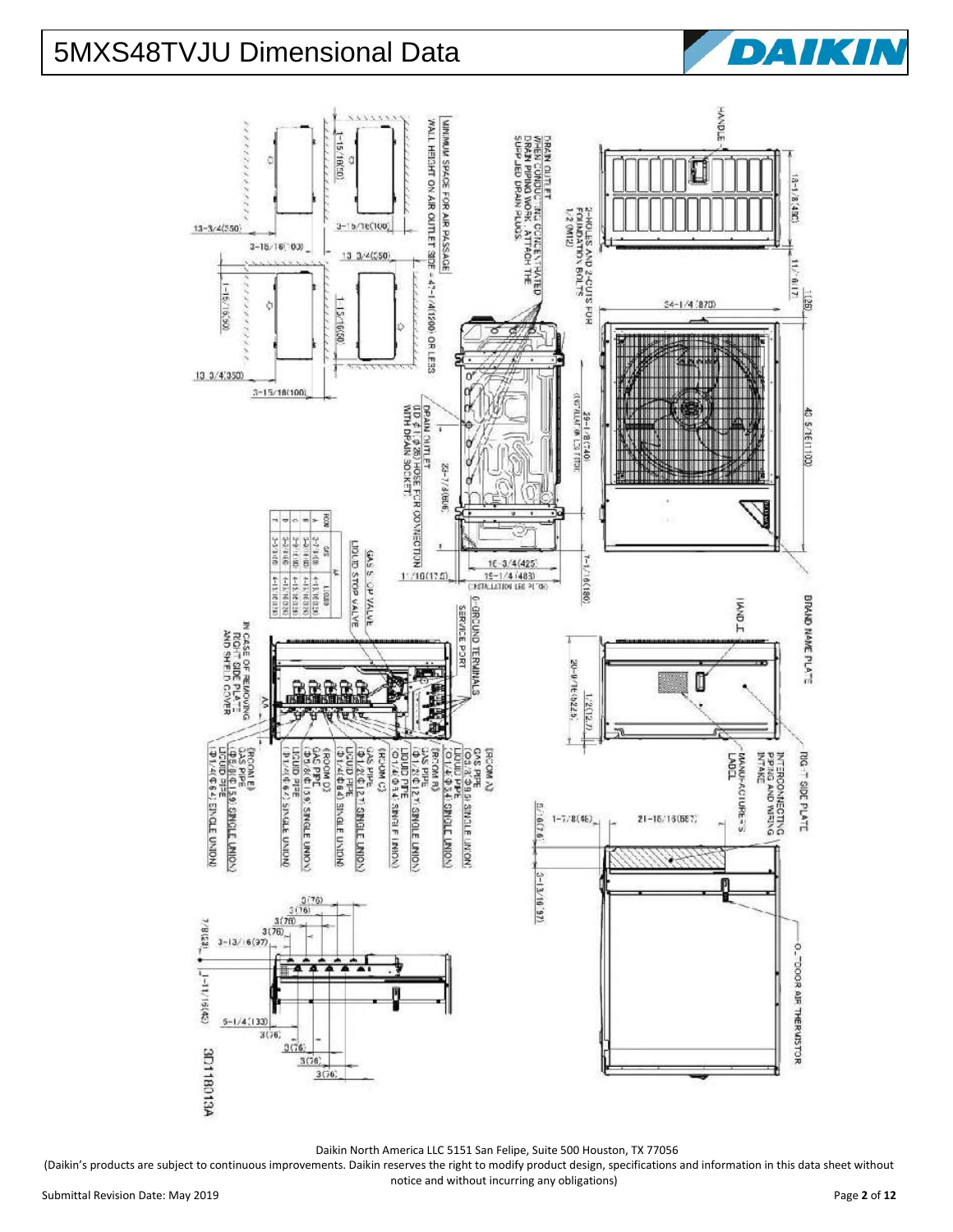# 5MXS48TVJU Dimensional Data

HANDLE

18-1/8 (460)

11/16 (17)

1 (26)

34-1/4 (870)

40-5/16 (1100)

2-HOLES AND 2-CUTS FOR FOUNDATION BOLTS 1/2 (M12)

DRAIN OUTLET
WHEN CONDUCTING CONCENTRATED DRAIN PIPING WORK, ATTACH THE SUPPLIED DRAIN PLUGS.

29-1/8 (740)
(INSTALLATION LEG PITCH)

DRAIN OUTLET
(ID φ1 (φ26) HOSE FOR CONNECTION WITH DRAIN SOCKET)

23-7/8 (606)

7-1/16 (180)

16-3/4 (425)

19-1/4 (489)
(INSTALLATION LEG PITCH)

11/16 (17.5)

MINIMUM SPACE FOR AIR PASSAGE
WALL HEIGHT ON AIR OUTLET SIDE = 47-1/4 (1200) OR LESS

1-15/16 (50)

3-15/16 (100)

13-3/4 (350)

BRAND NAME PLATE

HANDLE

20-9/16 (522.5)

1/2 (12.7)

RIGHT SIDE PLATE

INTERCONNECTING PIPING AND WIRING INTAKE

MANUFACTURER'S LABEL

21-15/16 (557)

1-7/8 (48)

2-7/8 (74)

3-13/16 (97)

OUTDOOR AIR THERMISTOR

G-GROUND TERMINALS

SERVICE PORT

GAS STOP VALVE

LIQUID STOP VALVE

IN CASE OF REMOVING RIGHT SIDE PLATE AND SHIELD COVER

| ROOM | GAS | LIQUID |
| --- | --- | --- |
| A | 3-7/16 (B) | 4-15/16 (126) |
| B | 3-5/16 (B) | 4-15/16 (126) |
| C | 3-9/16 (90) | 4-15/16 (126) |
| D | 3-9/16 (90) | 4-15/16 (126) |
| E | 3-3/8 (B) | 4-15/16 (126) |

(ROOM A)
GAS PIPE
(φ3/8 (φ9.5) SINGLE UNION)
LIQUID PIPE
(φ1/4 (φ6.4) SINGLE UNION)

(ROOM B)
GAS PIPE
(φ1/2 (φ12.7) SINGLE UNION)
LIQUID PIPE
(φ1/4 (φ6.4) SINGLE UNION)

(ROOM C)
GAS PIPE
(φ1/2 (φ12.7) SINGLE UNION)
LIQUID PIPE
(φ1/4 (φ6.4) SINGLE UNION)

(ROOM D)
GAS PIPE
(φ5/8 (φ15.9) SINGLE UNION)
LIQUID PIPE
(φ1/4 (φ6.4) SINGLE UNION)

(ROOM E)
GAS PIPE
(φ5/8 (φ15.9) SINGLE UNION)
LIQUID PIPE
(φ1/4 (φ6.4) SINGLE UNION)

3 (76)

7/8 (23)

3-13/16 (97)

1-11/16 (43)

5-1/4 (133)

3D118013A

Daikin North America LLC 5151 San Felipe, Suite 500 Houston, TX 77056

(Daikin's products are subject to continuous improvements. Daikin reserves the right to modify product design, specifications and information in this data sheet without notice and without incurring any obligations)

Submittal Revision Date: May 2019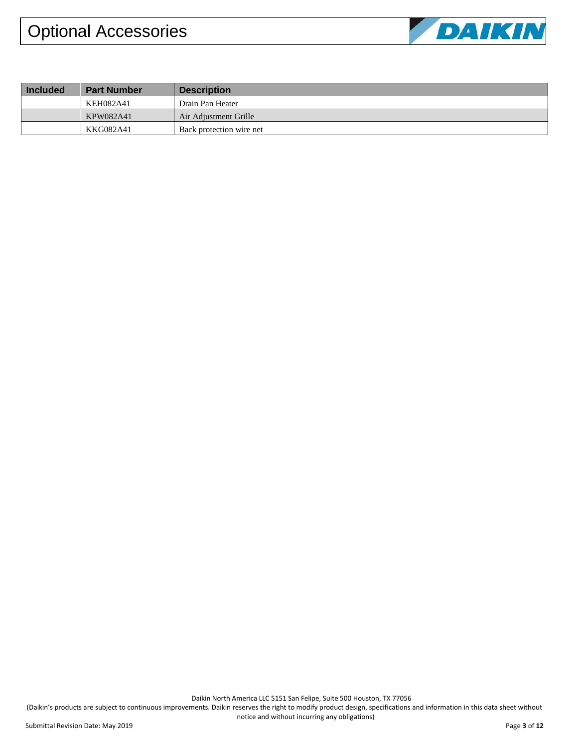# Optional Accessories

| Included | Part Number | Description |
|---|---|---|
| | KEH082A41 | Drain Pan Heater |
| | KPW082A41 | Air Adjustment Grille |
| | KKG082A41 | Back protection wire net |